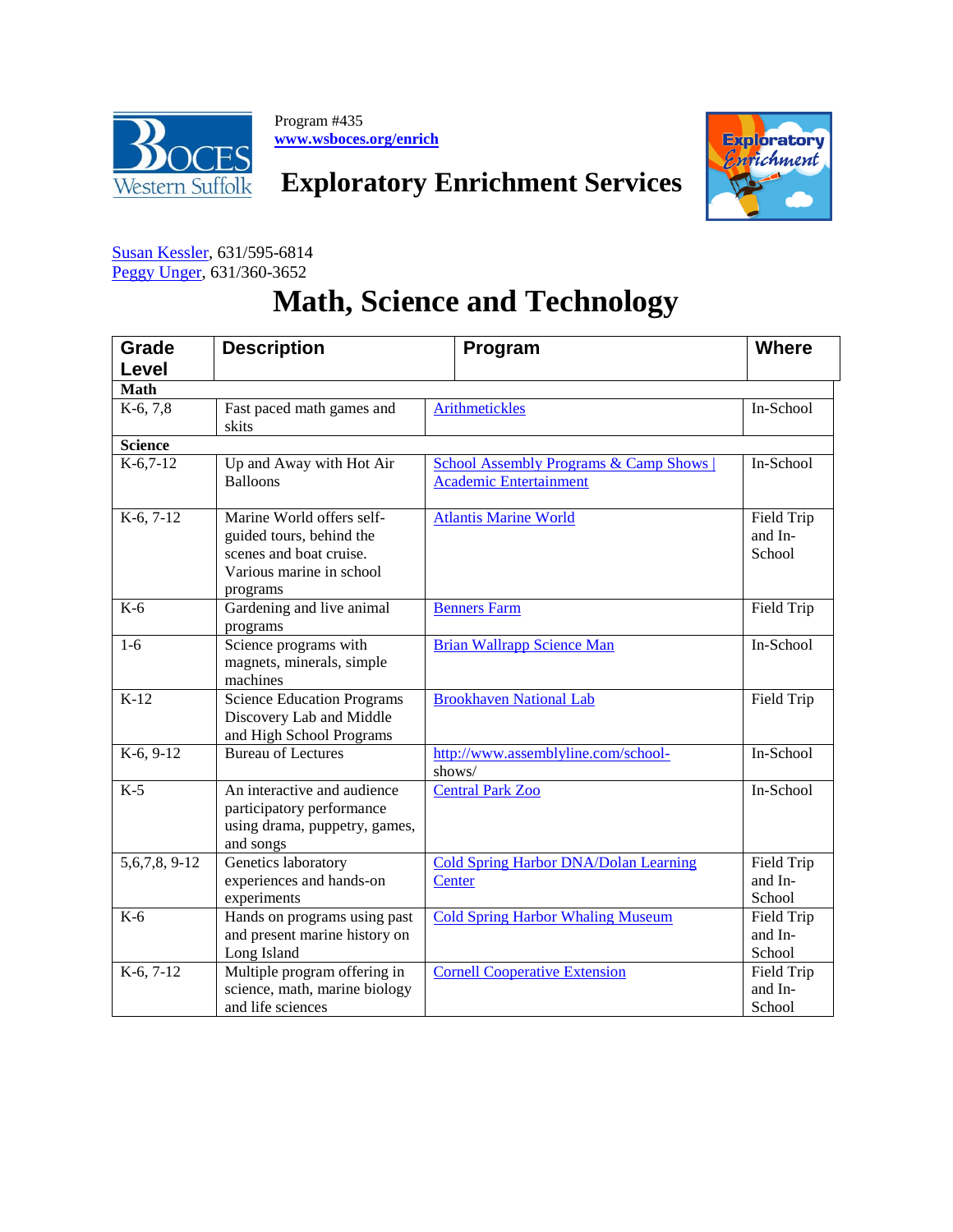Program #435
www.wsboces.org/enrich

# Exploratory Enrichment Services

Susan Kessler, 631/595-6814
Peggy Unger, 631/360-3652

## Math, Science and Technology

| Grade Level | Description | Program | Where |
|---|---|---|---|
| **Math** | | | |
| K-6, 7,8 | Fast paced math games and skits | Arithmetickles | In-School |
| **Science** | | | |
| K-6,7-12 | Up and Away with Hot Air Balloons | School Assembly Programs & Camp Shows \| Academic Entertainment | In-School |
| K-6, 7-12 | Marine World offers self-guided tours, behind the scenes and boat cruise. Various marine in school programs | Atlantis Marine World | Field Trip and In-School |
| K-6 | Gardening and live animal programs | Benners Farm | Field Trip |
| 1-6 | Science programs with magnets, minerals, simple machines | Brian Wallrapp Science Man | In-School |
| K-12 | Science Education Programs Discovery Lab and Middle and High School Programs | Brookhaven National Lab | Field Trip |
| K-6, 9-12 | Bureau of Lectures | http://www.assemblyline.com/school-shows/ | In-School |
| K-5 | An interactive and audience participatory performance using drama, puppetry, games, and songs | Central Park Zoo | In-School |
| 5,6,7,8, 9-12 | Genetics laboratory experiences and hands-on experiments | Cold Spring Harbor DNA/Dolan Learning Center | Field Trip and In-School |
| K-6 | Hands on programs using past and present marine history on Long Island | Cold Spring Harbor Whaling Museum | Field Trip and In-School |
| K-6, 7-12 | Multiple program offering in science, math, marine biology and life sciences | Cornell Cooperative Extension | Field Trip and In-School |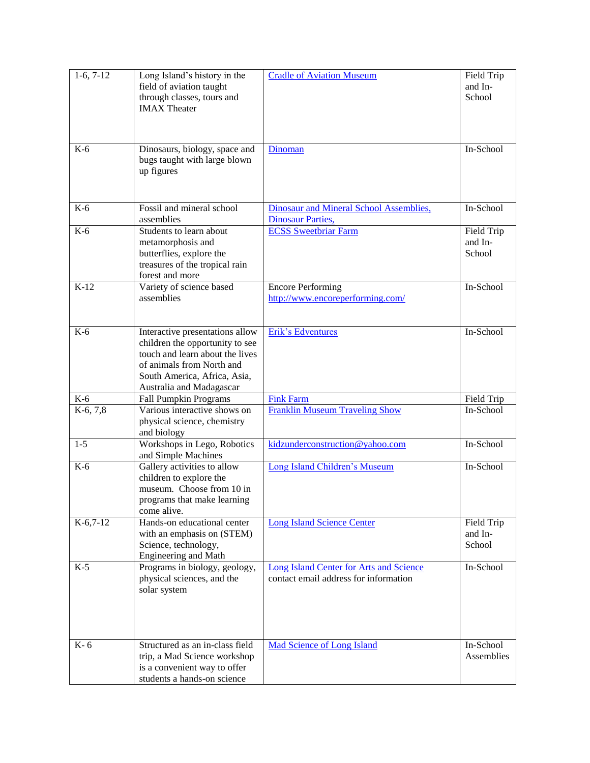| | | | |
|---|---|---|---|
| 1-6, 7-12 | Long Island's history in the field of aviation taught through classes, tours and IMAX Theater | Cradle of Aviation Museum | Field Trip and In-School |
| K-6 | Dinosaurs, biology, space and bugs taught with large blown up figures | Dinoman | In-School |
| K-6 | Fossil and mineral school assemblies | Dinosaur and Mineral School Assemblies, Dinosaur Parties, | In-School |
| K-6 | Students to learn about metamorphosis and butterflies, explore the treasures of the tropical rain forest and more | ECSS Sweetbriar Farm | Field Trip and In-School |
| K-12 | Variety of science based assemblies | Encore Performing http://www.encoreperforming.com/ | In-School |
| K-6 | Interactive presentations allow children the opportunity to see touch and learn about the lives of animals from North and South America, Africa, Asia, Australia and Madagascar | Erik's Edventures | In-School |
| K-6 | Fall Pumpkin Programs | Fink Farm | Field Trip |
| K-6, 7,8 | Various interactive shows on physical science, chemistry and biology | Franklin Museum Traveling Show | In-School |
| 1-5 | Workshops in Lego, Robotics and Simple Machines | kidzunderconstruction@yahoo.com | In-School |
| K-6 | Gallery activities to allow children to explore the museum. Choose from 10 in programs that make learning come alive. | Long Island Children's Museum | In-School |
| K-6,7-12 | Hands-on educational center with an emphasis on (STEM) Science, technology, Engineering and Math | Long Island Science Center | Field Trip and In-School |
| K-5 | Programs in biology, geology, physical sciences, and the solar system | Long Island Center for Arts and Science contact email address for information | In-School |
| K- 6 | Structured as an in-class field trip, a Mad Science workshop is a convenient way to offer students a hands-on science | Mad Science of Long Island | In-School Assemblies |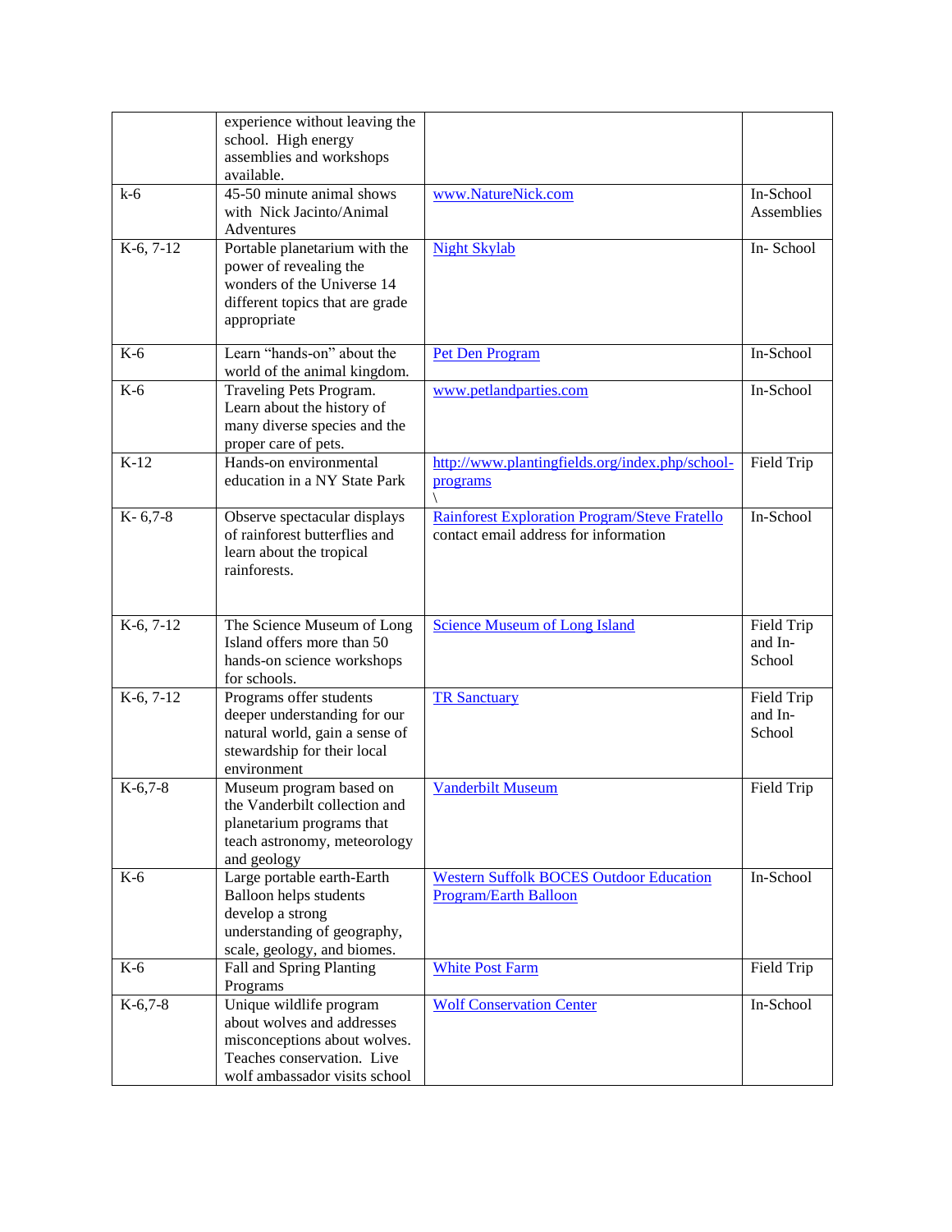| | | | |
|---|---|---|---|
| | experience without leaving the school. High energy assemblies and workshops available. | | |
| k-6 | 45-50 minute animal shows with Nick Jacinto/Animal Adventures | www.NatureNick.com | In-School Assemblies |
| K-6, 7-12 | Portable planetarium with the power of revealing the wonders of the Universe 14 different topics that are grade appropriate | Night Skylab | In- School |
| K-6 | Learn "hands-on" about the world of the animal kingdom. | Pet Den Program | In-School |
| K-6 | Traveling Pets Program. Learn about the history of many diverse species and the proper care of pets. | www.petlandparties.com | In-School |
| K-12 | Hands-on environmental education in a NY State Park | http://www.plantingfields.org/index.php/school-programs \ | Field Trip |
| K- 6,7-8 | Observe spectacular displays of rainforest butterflies and learn about the tropical rainforests. | Rainforest Exploration Program/Steve Fratello contact email address for information | In-School |
| K-6, 7-12 | The Science Museum of Long Island offers more than 50 hands-on science workshops for schools. | Science Museum of Long Island | Field Trip and In-School |
| K-6, 7-12 | Programs offer students deeper understanding for our natural world, gain a sense of stewardship for their local environment | TR Sanctuary | Field Trip and In-School |
| K-6,7-8 | Museum program based on the Vanderbilt collection and planetarium programs that teach astronomy, meteorology and geology | Vanderbilt Museum | Field Trip |
| K-6 | Large portable earth-Earth Balloon helps students develop a strong understanding of geography, scale, geology, and biomes. | Western Suffolk BOCES Outdoor Education Program/Earth Balloon | In-School |
| K-6 | Fall and Spring Planting Programs | White Post Farm | Field Trip |
| K-6,7-8 | Unique wildlife program about wolves and addresses misconceptions about wolves. Teaches conservation. Live wolf ambassador visits school | Wolf Conservation Center | In-School |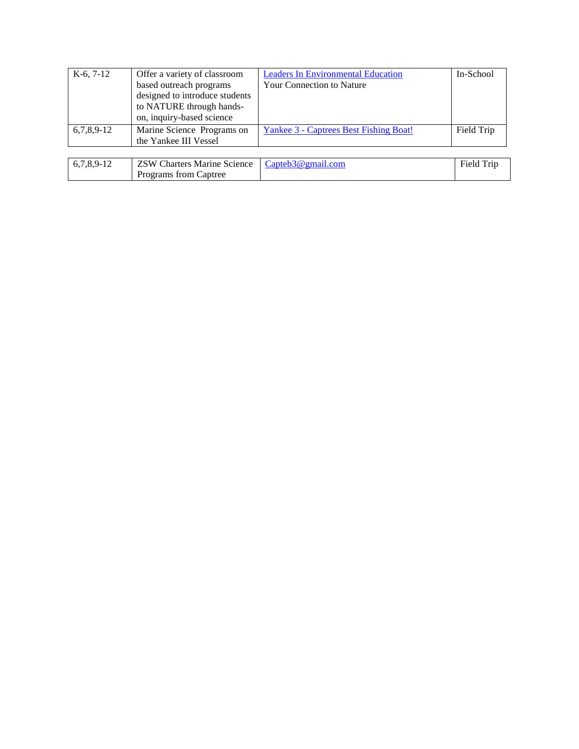| | | | |
|---|---|---|---|
| K-6, 7-12 | Offer a variety of classroom based outreach programs designed to introduce students to NATURE through hands-on, inquiry-based science | Leaders In Environmental Education<br>Your Connection to Nature | In-School |
| 6,7,8,9-12 | Marine Science Programs on the Yankee III Vessel | Yankee 3 - Captrees Best Fishing Boat! | Field Trip |
| 6,7,8,9-12 | ZSW Charters Marine Science Programs from Captree | Capteb3@gmail.com | Field Trip |